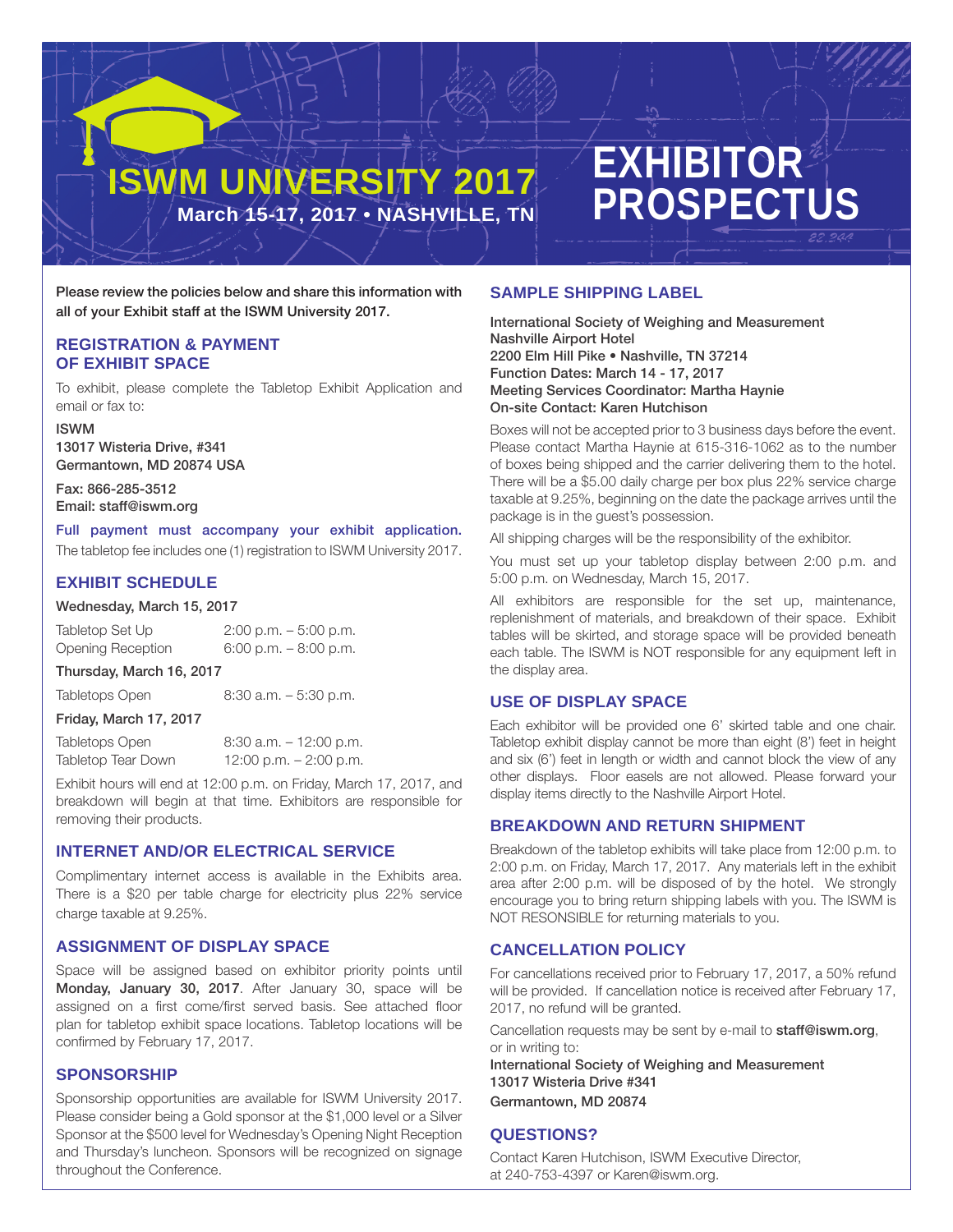# ISWM UNIVERSITY 2017

**March 15-17, 2017 • NASHVILLE, TN**

# EXHIBITOR PROSPECTUS

**Please review the policies below and share this information with all of your Exhibit staff at the ISWM University 2017.**

## REGISTRATION & PAYMENT OF EXHIBIT SPACE

To exhibit, please complete the Tabletop Exhibit Application and email or fax to:

**ISWM**
**13017 Wisteria Drive, #341**
**Germantown, MD 20874 USA**

**Fax: 866-285-3512**
**Email: staff@iswm.org**

**Full payment must accompany your exhibit application.** The tabletop fee includes one (1) registration to ISWM University 2017.

## EXHIBIT SCHEDULE

**Wednesday, March 15, 2017**

| | |
|---|---|
| Tabletop Set Up | 2:00 p.m. – 5:00 p.m. |
| Opening Reception | 6:00 p.m. – 8:00 p.m. |

**Thursday, March 16, 2017**

| | |
|---|---|
| Tabletops Open | 8:30 a.m. – 5:30 p.m. |

**Friday, March 17, 2017**

| | |
|---|---|
| Tabletops Open | 8:30 a.m. – 12:00 p.m. |
| Tabletop Tear Down | 12:00 p.m. – 2:00 p.m. |

Exhibit hours will end at 12:00 p.m. on Friday, March 17, 2017, and breakdown will begin at that time. Exhibitors are responsible for removing their products.

## INTERNET AND/OR ELECTRICAL SERVICE

Complimentary internet access is available in the Exhibits area. There is a $20 per table charge for electricity plus 22% service charge taxable at 9.25%.

## ASSIGNMENT OF DISPLAY SPACE

Space will be assigned based on exhibitor priority points until **Monday, January 30, 2017**. After January 30, space will be assigned on a first come/first served basis. See attached floor plan for tabletop exhibit space locations. Tabletop locations will be confirmed by February 17, 2017.

## SPONSORSHIP

Sponsorship opportunities are available for ISWM University 2017. Please consider being a Gold sponsor at the $1,000 level or a Silver Sponsor at the $500 level for Wednesday's Opening Night Reception and Thursday's luncheon. Sponsors will be recognized on signage throughout the Conference.

## SAMPLE SHIPPING LABEL

**International Society of Weighing and Measurement**
**Nashville Airport Hotel**
**2200 Elm Hill Pike • Nashville, TN 37214**
**Function Dates: March 14 - 17, 2017**
**Meeting Services Coordinator: Martha Haynie**
**On-site Contact: Karen Hutchison**

Boxes will not be accepted prior to 3 business days before the event. Please contact Martha Haynie at 615-316-1062 as to the number of boxes being shipped and the carrier delivering them to the hotel. There will be a $5.00 daily charge per box plus 22% service charge taxable at 9.25%, beginning on the date the package arrives until the package is in the guest's possession.

All shipping charges will be the responsibility of the exhibitor.

You must set up your tabletop display between 2:00 p.m. and 5:00 p.m. on Wednesday, March 15, 2017.

All exhibitors are responsible for the set up, maintenance, replenishment of materials, and breakdown of their space. Exhibit tables will be skirted, and storage space will be provided beneath each table. The ISWM is NOT responsible for any equipment left in the display area.

## USE OF DISPLAY SPACE

Each exhibitor will be provided one 6' skirted table and one chair. Tabletop exhibit display cannot be more than eight (8') feet in height and six (6') feet in length or width and cannot block the view of any other displays. Floor easels are not allowed. Please forward your display items directly to the Nashville Airport Hotel.

## BREAKDOWN AND RETURN SHIPMENT

Breakdown of the tabletop exhibits will take place from 12:00 p.m. to 2:00 p.m. on Friday, March 17, 2017. Any materials left in the exhibit area after 2:00 p.m. will be disposed of by the hotel. We strongly encourage you to bring return shipping labels with you. The ISWM is NOT RESONSIBLE for returning materials to you.

## CANCELLATION POLICY

For cancellations received prior to February 17, 2017, a 50% refund will be provided. If cancellation notice is received after February 17, 2017, no refund will be granted.

Cancellation requests may be sent by e-mail to **staff@iswm.org**, or in writing to:
**International Society of Weighing and Measurement**
**13017 Wisteria Drive #341**
**Germantown, MD 20874**

## QUESTIONS?

Contact Karen Hutchison, ISWM Executive Director, at 240-753-4397 or Karen@iswm.org.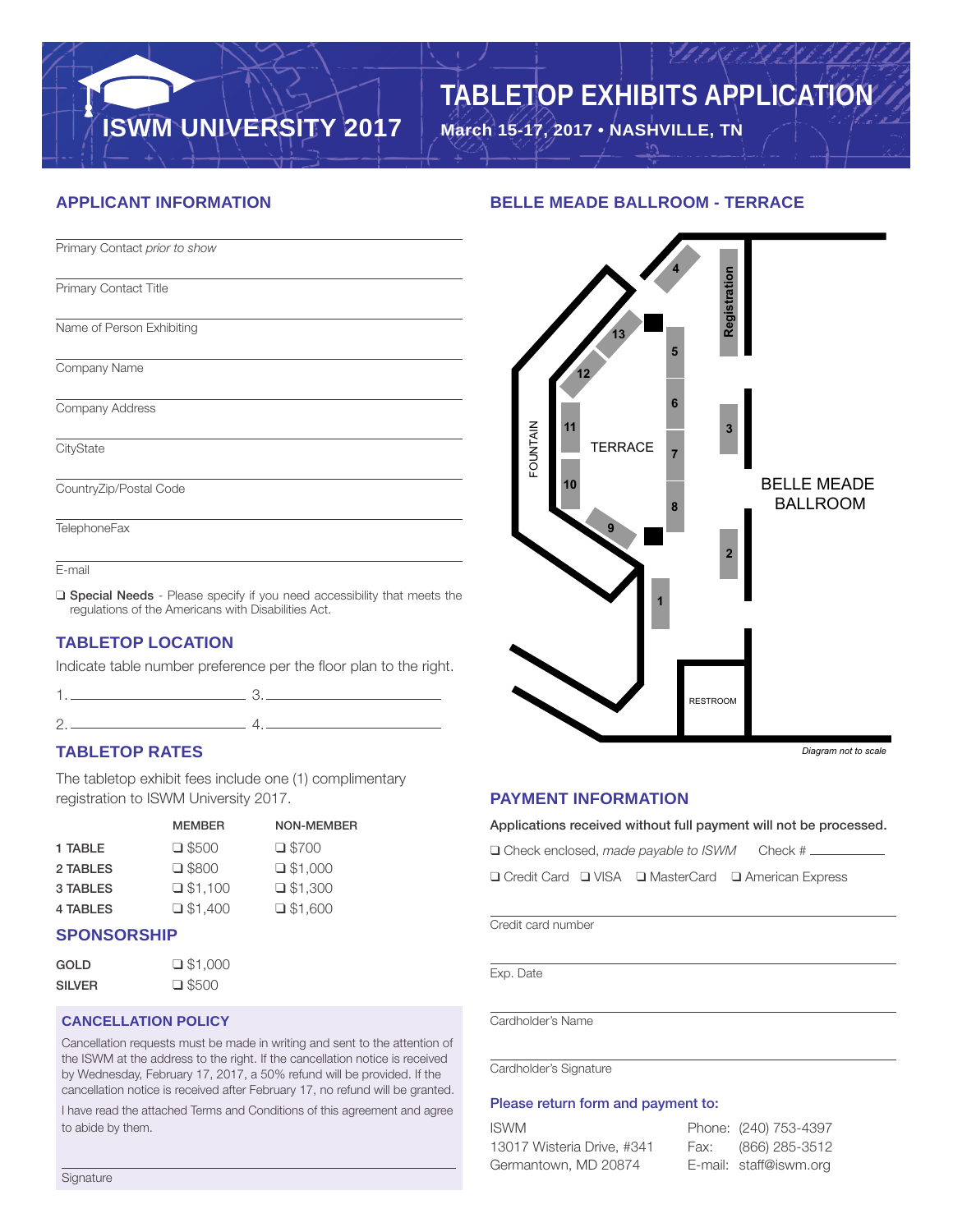# TABLETOP EXHIBITS APPLICATION

**ISWM UNIVERSITY 2017**

**March 15-17, 2017 • NASHVILLE, TN**

## APPLICANT INFORMATION

Primary Contact *prior to show*

Primary Contact Title

Name of Person Exhibiting

Company Name

Company Address

CityState

CountryZip/Postal Code

TelephoneFax

E-mail

❑ **Special Needs** - Please specify if you need accessibility that meets the regulations of the Americans with Disabilities Act.

## TABLETOP LOCATION

Indicate table number preference per the floor plan to the right.

1. ______________________ 3. ______________________

2. ______________________ 4. ______________________

## TABLETOP RATES

The tabletop exhibit fees include one (1) complimentary registration to ISWM University 2017.

| | MEMBER | NON-MEMBER |
|---|---|---|
| **1 TABLE** | ❑ $500 | ❑ $700 |
| **2 TABLES** | ❑ $800 | ❑ $1,000 |
| **3 TABLES** | ❑ $1,100 | ❑ $1,300 |
| **4 TABLES** | ❑ $1,400 | ❑ $1,600 |

## SPONSORSHIP

| | |
|---|---|
| **GOLD** | ❑ $1,000 |
| **SILVER** | ❑ $500 |

## CANCELLATION POLICY

Cancellation requests must be made in writing and sent to the attention of the ISWM at the address to the right. If the cancellation notice is received by Wednesday, February 17, 2017, a 50% refund will be provided. If the cancellation notice is received after February 17, no refund will be granted.

I have read the attached Terms and Conditions of this agreement and agree to abide by them.

Signature

## BELLE MEADE BALLROOM - TERRACE

Registration

4

13

5

12

6

11

3

TERRACE

7

FOUNTAIN

10

8

BELLE MEADE BALLROOM

9

2

1

RESTROOM

*Diagram not to scale*

## PAYMENT INFORMATION

Applications received without full payment will not be processed.

❑ Check enclosed, *made payable to ISWM* Check # __________

❑ Credit Card ❑ VISA ❑ MasterCard ❑ American Express

Credit card number

Exp. Date

Cardholder's Name

Cardholder's Signature

### Please return form and payment to:

ISWM
13017 Wisteria Drive, #341
Germantown, MD 20874

Phone: (240) 753-4397
Fax: (866) 285-3512
E-mail: staff@iswm.org